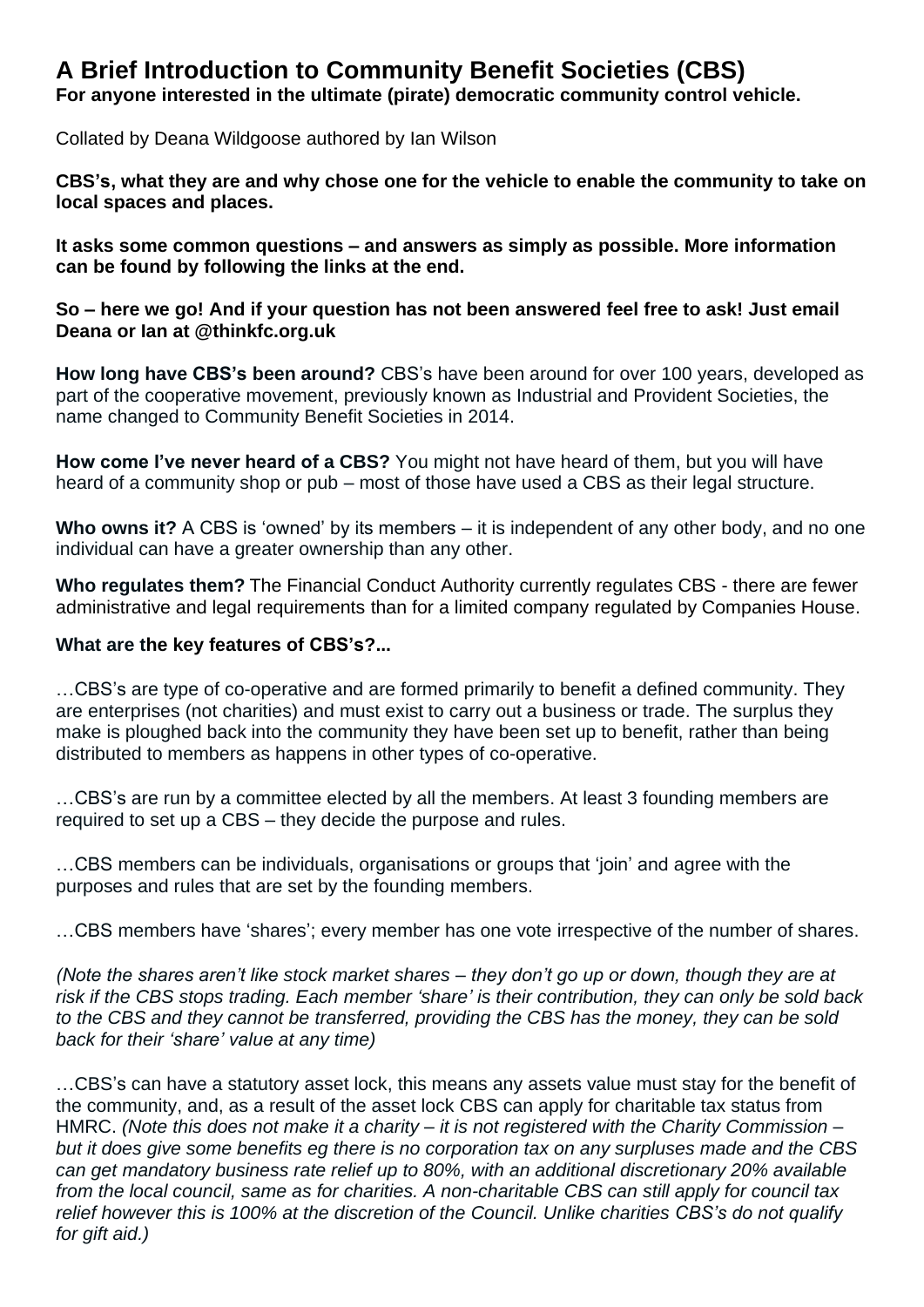# A Brief Introduction to Community Benefit Societies (CBS)

**For anyone interested in the ultimate (pirate) democratic community control vehicle.**

Collated by Deana Wildgoose authored by Ian Wilson

**CBS's, what they are and why chose one for the vehicle to enable the community to take on local spaces and places.**

**It asks some common questions – and answers as simply as possible. More information can be found by following the links at the end.**

**So – here we go! And if your question has not been answered feel free to ask! Just email Deana or Ian at @thinkfc.org.uk**

**How long have CBS's been around?** CBS's have been around for over 100 years, developed as part of the cooperative movement, previously known as Industrial and Provident Societies, the name changed to Community Benefit Societies in 2014.

**How come I've never heard of a CBS?** You might not have heard of them, but you will have heard of a community shop or pub – most of those have used a CBS as their legal structure.

**Who owns it?** A CBS is 'owned' by its members – it is independent of any other body, and no one individual can have a greater ownership than any other.

**Who regulates them?** The Financial Conduct Authority currently regulates CBS - there are fewer administrative and legal requirements than for a limited company regulated by Companies House.

**What are the key features of CBS's?...**

…CBS's are type of co-operative and are formed primarily to benefit a defined community. They are enterprises (not charities) and must exist to carry out a business or trade. The surplus they make is ploughed back into the community they have been set up to benefit, rather than being distributed to members as happens in other types of co-operative.

…CBS's are run by a committee elected by all the members. At least 3 founding members are required to set up a CBS – they decide the purpose and rules.

…CBS members can be individuals, organisations or groups that 'join' and agree with the purposes and rules that are set by the founding members.

…CBS members have 'shares'; every member has one vote irrespective of the number of shares.

*(Note the shares aren't like stock market shares – they don't go up or down, though they are at risk if the CBS stops trading. Each member 'share' is their contribution, they can only be sold back to the CBS and they cannot be transferred, providing the CBS has the money, they can be sold back for their 'share' value at any time)*

…CBS's can have a statutory asset lock, this means any assets value must stay for the benefit of the community, and, as a result of the asset lock CBS can apply for charitable tax status from HMRC. *(Note this does not make it a charity – it is not registered with the Charity Commission – but it does give some benefits eg there is no corporation tax on any surpluses made and the CBS can get mandatory business rate relief up to 80%, with an additional discretionary 20% available from the local council, same as for charities. A non-charitable CBS can still apply for council tax relief however this is 100% at the discretion of the Council. Unlike charities CBS's do not qualify for gift aid.)*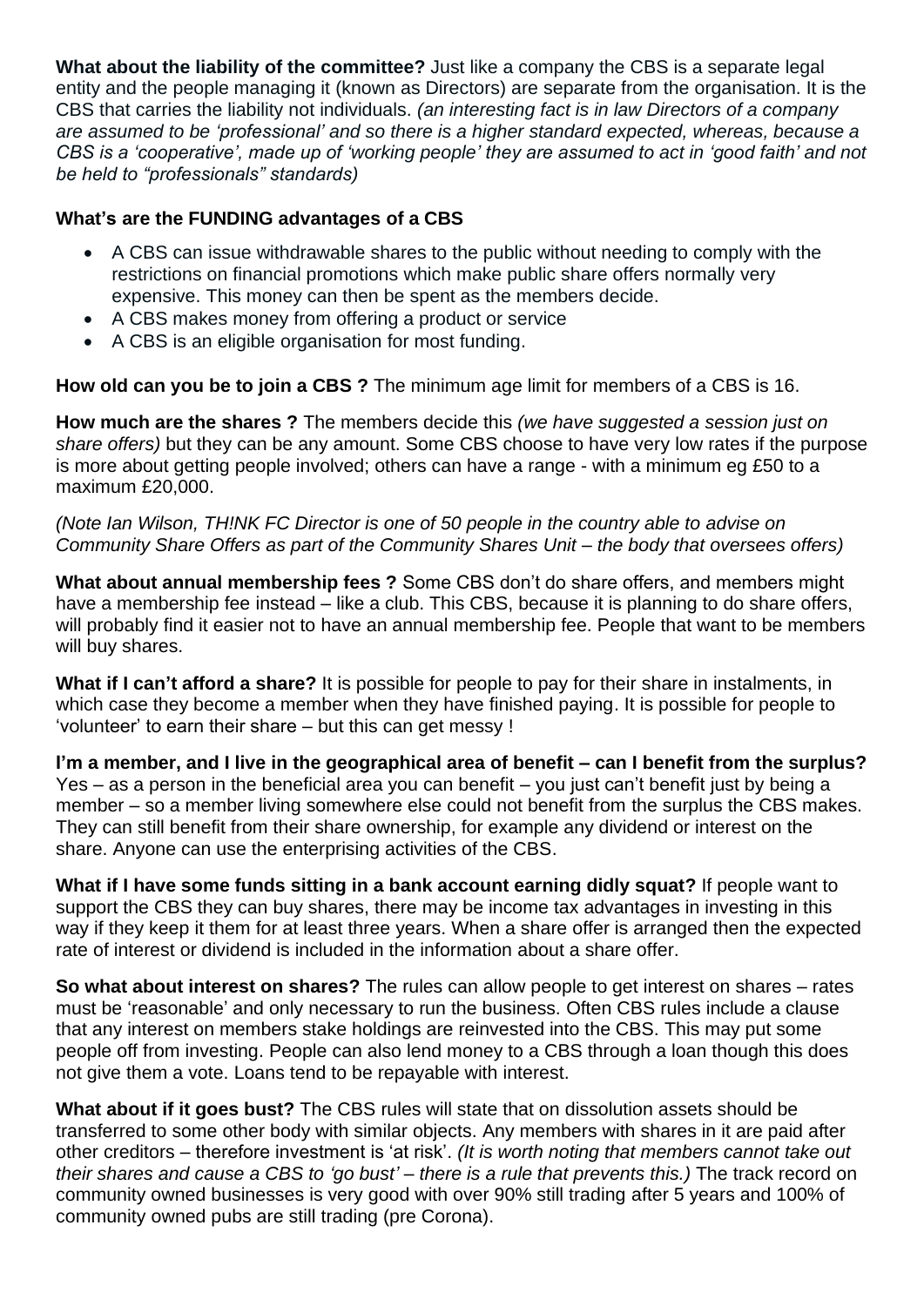**What about the liability of the committee?** Just like a company the CBS is a separate legal entity and the people managing it (known as Directors) are separate from the organisation. It is the CBS that carries the liability not individuals. *(an interesting fact is in law Directors of a company are assumed to be 'professional' and so there is a higher standard expected, whereas, because a CBS is a 'cooperative', made up of 'working people' they are assumed to act in 'good faith' and not be held to "professionals" standards)*

**What's are the FUNDING advantages of a CBS**

- A CBS can issue withdrawable shares to the public without needing to comply with the restrictions on financial promotions which make public share offers normally very expensive. This money can then be spent as the members decide.
- A CBS makes money from offering a product or service
- A CBS is an eligible organisation for most funding.

**How old can you be to join a CBS ?** The minimum age limit for members of a CBS is 16.

**How much are the shares ?** The members decide this *(we have suggested a session just on share offers)* but they can be any amount. Some CBS choose to have very low rates if the purpose is more about getting people involved; others can have a range - with a minimum eg £50 to a maximum £20,000.

*(Note Ian Wilson, TH!NK FC Director is one of 50 people in the country able to advise on Community Share Offers as part of the Community Shares Unit – the body that oversees offers)*

**What about annual membership fees ?** Some CBS don't do share offers, and members might have a membership fee instead – like a club. This CBS, because it is planning to do share offers, will probably find it easier not to have an annual membership fee. People that want to be members will buy shares.

**What if I can't afford a share?** It is possible for people to pay for their share in instalments, in which case they become a member when they have finished paying. It is possible for people to 'volunteer' to earn their share – but this can get messy !

**I'm a member, and I live in the geographical area of benefit – can I benefit from the surplus?** Yes – as a person in the beneficial area you can benefit – you just can't benefit just by being a member – so a member living somewhere else could not benefit from the surplus the CBS makes. They can still benefit from their share ownership, for example any dividend or interest on the share. Anyone can use the enterprising activities of the CBS.

**What if I have some funds sitting in a bank account earning didly squat?** If people want to support the CBS they can buy shares, there may be income tax advantages in investing in this way if they keep it them for at least three years. When a share offer is arranged then the expected rate of interest or dividend is included in the information about a share offer.

**So what about interest on shares?** The rules can allow people to get interest on shares – rates must be 'reasonable' and only necessary to run the business. Often CBS rules include a clause that any interest on members stake holdings are reinvested into the CBS. This may put some people off from investing. People can also lend money to a CBS through a loan though this does not give them a vote. Loans tend to be repayable with interest.

**What about if it goes bust?** The CBS rules will state that on dissolution assets should be transferred to some other body with similar objects. Any members with shares in it are paid after other creditors – therefore investment is 'at risk'. *(It is worth noting that members cannot take out their shares and cause a CBS to 'go bust' – there is a rule that prevents this.)* The track record on community owned businesses is very good with over 90% still trading after 5 years and 100% of community owned pubs are still trading (pre Corona).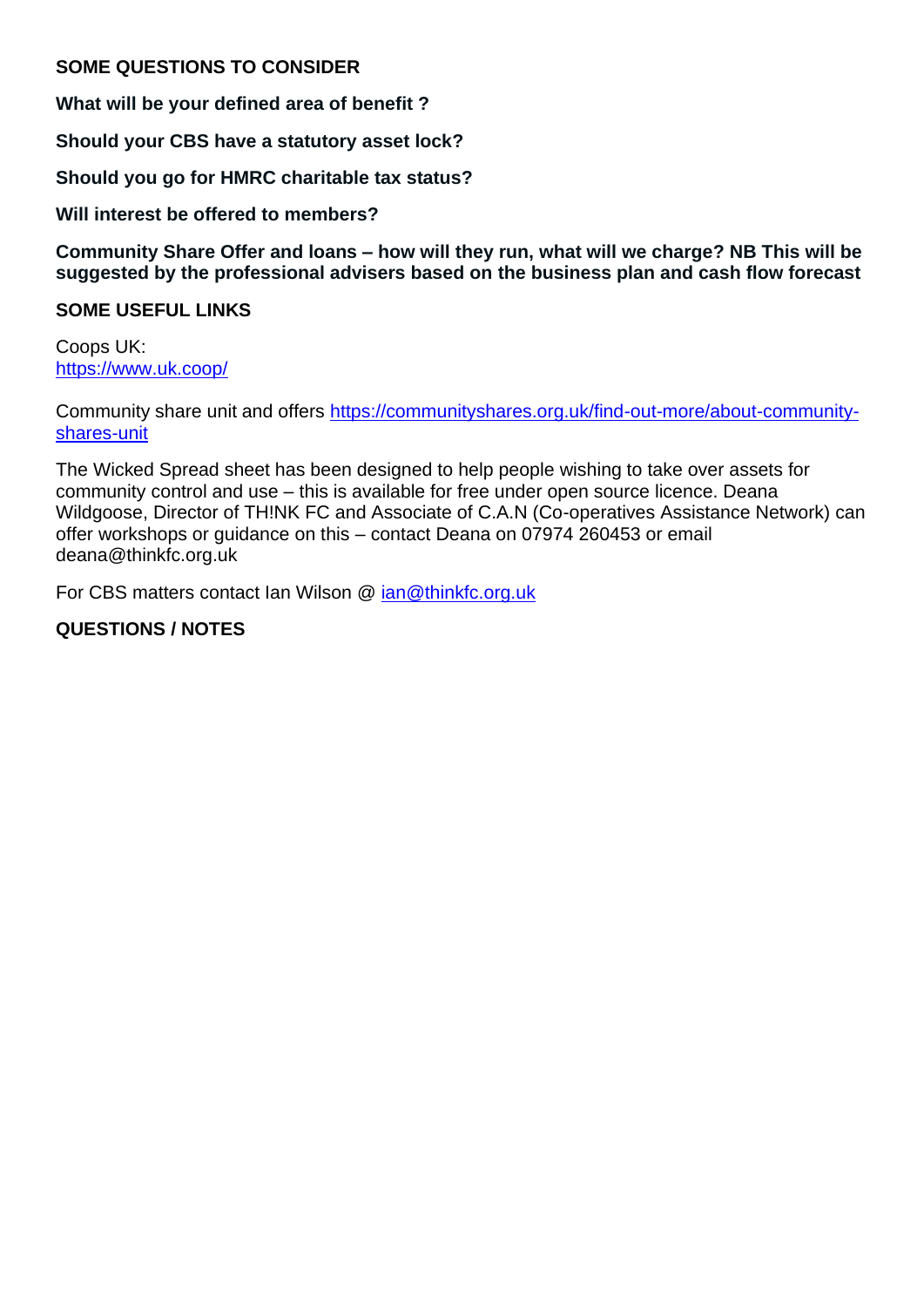## SOME QUESTIONS TO CONSIDER

**What will be your defined area of benefit ?**

**Should your CBS have a statutory asset lock?**

**Should you go for HMRC charitable tax status?**

**Will interest be offered to members?**

**Community Share Offer and loans – how will they run, what will we charge? NB This will be suggested by the professional advisers based on the business plan and cash flow forecast**

## SOME USEFUL LINKS

Coops UK:
[https://www.uk.coop/](https://www.uk.coop/)

Community share unit and offers [https://communityshares.org.uk/find-out-more/about-community-shares-unit](https://communityshares.org.uk/find-out-more/about-community-shares-unit)

The Wicked Spread sheet has been designed to help people wishing to take over assets for community control and use – this is available for free under open source licence. Deana Wildgoose, Director of TH!NK FC and Associate of C.A.N (Co-operatives Assistance Network) can offer workshops or guidance on this – contact Deana on 07974 260453 or email deana@thinkfc.org.uk

For CBS matters contact Ian Wilson @ [ian@thinkfc.org.uk](mailto:ian@thinkfc.org.uk)

## QUESTIONS / NOTES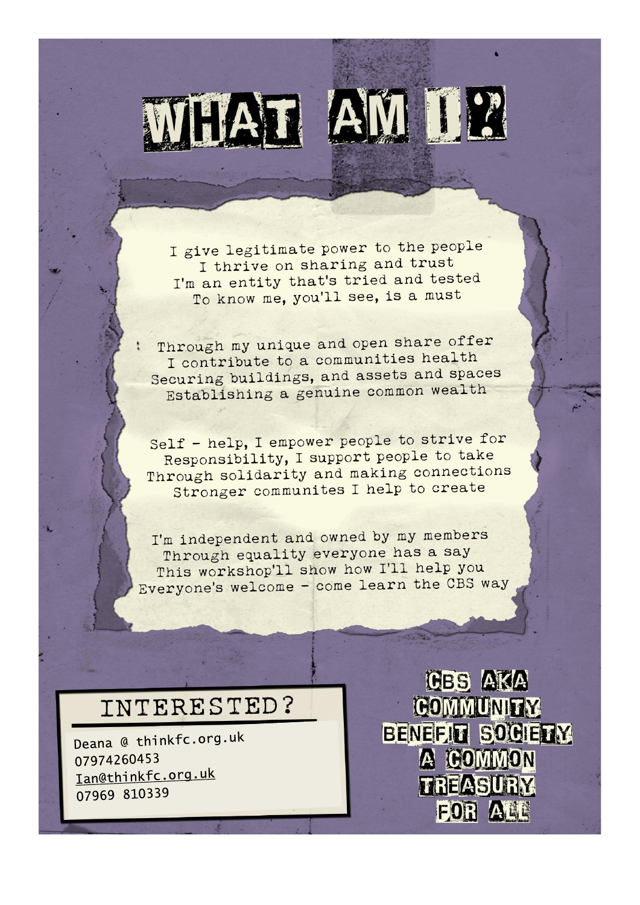# WHAT AM I?

I give legitimate power to the people
I thrive on sharing and trust
I'm an entity that's tried and tested
To know me, you'll see, is a must

Through my unique and open share offer
I contribute to a communities health
Securing buildings, and assets and spaces
Establishing a genuine common wealth

Self - help, I empower people to strive for
Responsibility, I support people to take
Through solidarity and making connections
Stronger communites I help to create

I'm independent and owned by my members
Through equality everyone has a say
This workshop'll show how I'll help you
Everyone's welcome - come learn the CBS way

## INTERESTED?

Deana @ thinkfc.org.uk
07974260453
Ian@thinkfc.org.uk
07969 810339

**CBS AKA COMMUNITY BENEFIT SOCIETY A COMMON TREASURY FOR ALL**